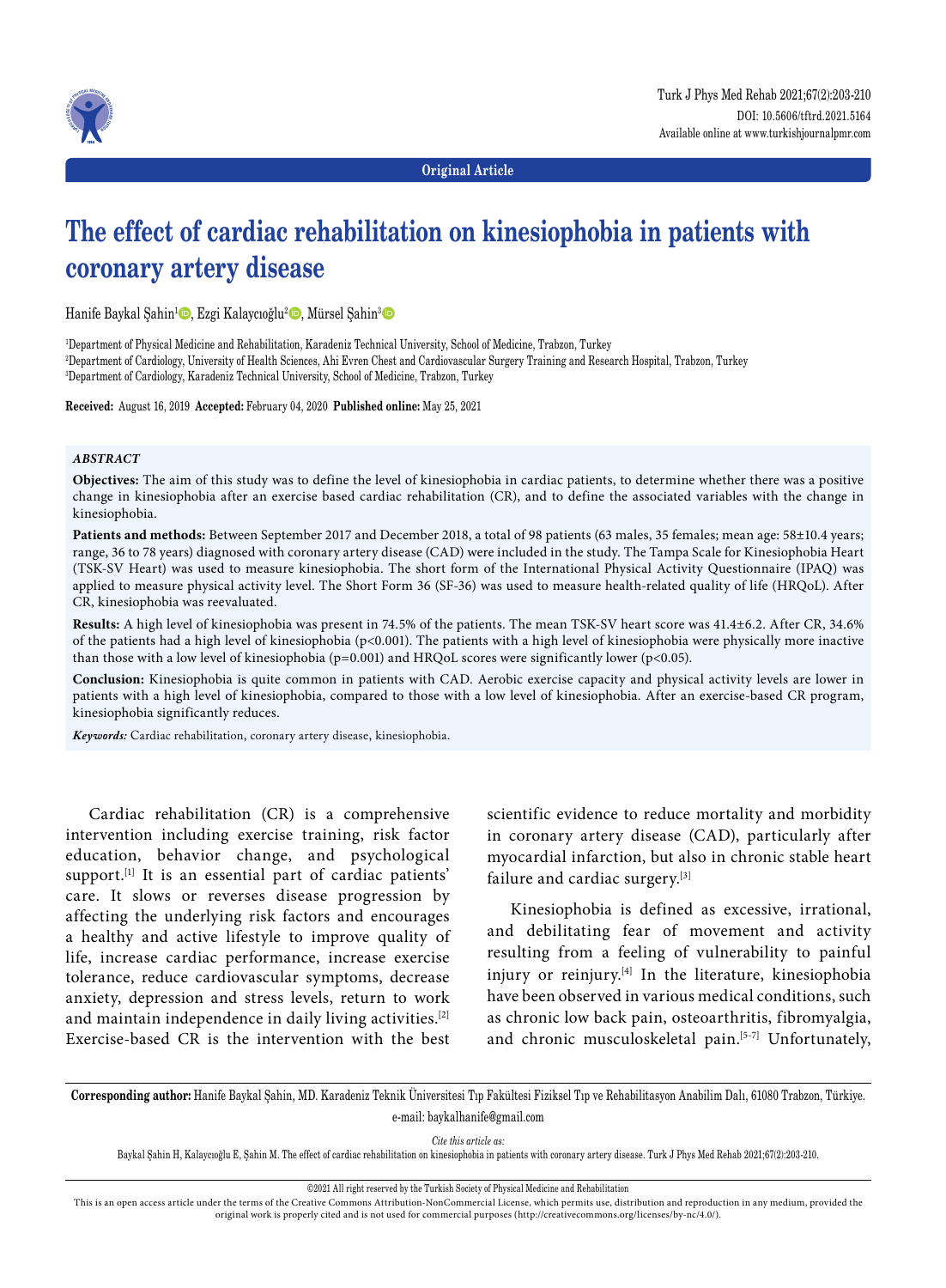**Original Article**

# The effect of cardiac rehabilitation on kinesiophobia in patients with coronary artery disease

Hanife Baykal Şahin[1], Ezgi Kalaycıoğlu[2], Mürsel Şahin[3]

[1]Department of Physical Medicine and Rehabilitation, Karadeniz Technical University, School of Medicine, Trabzon, Turkey
[2]Department of Cardiology, University of Health Sciences, Ahi Evren Chest and Cardiovascular Surgery Training and Research Hospital, Trabzon, Turkey
[3]Department of Cardiology, Karadeniz Technical University, School of Medicine, Trabzon, Turkey

**Received:** August 16, 2019 **Accepted:** February 04, 2020 **Published online:** May 25, 2021

### *ABSTRACT*

**Objectives:** The aim of this study was to define the level of kinesiophobia in cardiac patients, to determine whether there was a positive change in kinesiophobia after an exercise based cardiac rehabilitation (CR), and to define the associated variables with the change in kinesiophobia.

**Patients and methods:** Between September 2017 and December 2018, a total of 98 patients (63 males, 35 females; mean age: 58±10.4 years; range, 36 to 78 years) diagnosed with coronary artery disease (CAD) were included in the study. The Tampa Scale for Kinesiophobia Heart (TSK-SV Heart) was used to measure kinesiophobia. The short form of the International Physical Activity Questionnaire (IPAQ) was applied to measure physical activity level. The Short Form 36 (SF-36) was used to measure health-related quality of life (HRQoL). After CR, kinesiophobia was reevaluated.

**Results:** A high level of kinesiophobia was present in 74.5% of the patients. The mean TSK-SV heart score was 41.4±6.2. After CR, 34.6% of the patients had a high level of kinesiophobia ($p<0.001$). The patients with a high level of kinesiophobia were physically more inactive than those with a low level of kinesiophobia ($p=0.001$) and HRQoL scores were significantly lower ($p<0.05$).

**Conclusion:** Kinesiophobia is quite common in patients with CAD. Aerobic exercise capacity and physical activity levels are lower in patients with a high level of kinesiophobia, compared to those with a low level of kinesiophobia. After an exercise-based CR program, kinesiophobia significantly reduces.

***Keywords:*** Cardiac rehabilitation, coronary artery disease, kinesiophobia.

Cardiac rehabilitation (CR) is a comprehensive intervention including exercise training, risk factor education, behavior change, and psychological support.[1] It is an essential part of cardiac patients' care. It slows or reverses disease progression by affecting the underlying risk factors and encourages a healthy and active lifestyle to improve quality of life, increase cardiac performance, increase exercise tolerance, reduce cardiovascular symptoms, decrease anxiety, depression and stress levels, return to work and maintain independence in daily living activities.[2] Exercise-based CR is the intervention with the best scientific evidence to reduce mortality and morbidity in coronary artery disease (CAD), particularly after myocardial infarction, but also in chronic stable heart failure and cardiac surgery.[3]

Kinesiophobia is defined as excessive, irrational, and debilitating fear of movement and activity resulting from a feeling of vulnerability to painful injury or reinjury.[4] In the literature, kinesiophobia have been observed in various medical conditions, such as chronic low back pain, osteoarthritis, fibromyalgia, and chronic musculoskeletal pain.[5-7] Unfortunately,

**Corresponding author:** Hanife Baykal Şahin, MD. Karadeniz Teknik Üniversitesi Tıp Fakültesi Fiziksel Tıp ve Rehabilitasyon Anabilim Dalı, 61080 Trabzon, Türkiye.
e-mail: baykalhanife@gmail.com

*Cite this article as:*
Baykal Şahin H, Kalaycıoğlu E, Şahin M. The effect of cardiac rehabilitation on kinesiophobia in patients with coronary artery disease. Turk J Phys Med Rehab 2021;67(2):203-210.

©2021 All right reserved by the Turkish Society of Physical Medicine and Rehabilitation

This is an open access article under the terms of the Creative Commons Attribution-NonCommercial License, which permits use, distribution and reproduction in any medium, provided the original work is properly cited and is not used for commercial purposes (http://creativecommons.org/licenses/by-nc/4.0/).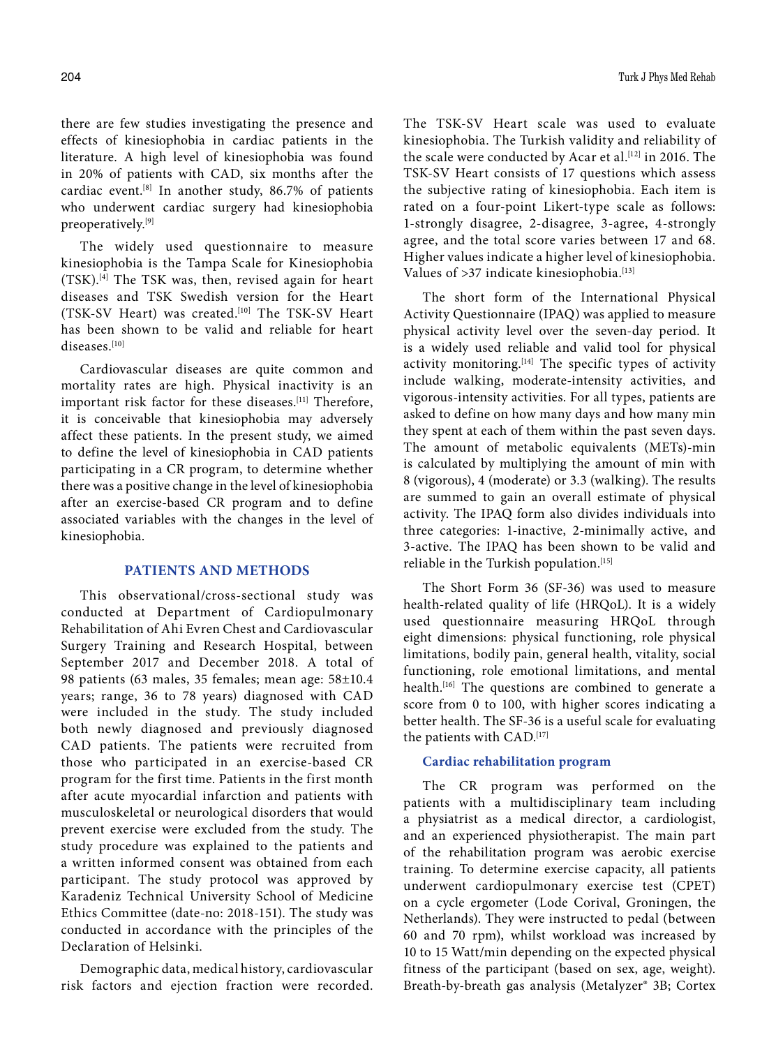there are few studies investigating the presence and effects of kinesiophobia in cardiac patients in the literature. A high level of kinesiophobia was found in 20% of patients with CAD, six months after the cardiac event.[8] In another study, 86.7% of patients who underwent cardiac surgery had kinesiophobia preoperatively.[9]

The widely used questionnaire to measure kinesiophobia is the Tampa Scale for Kinesiophobia (TSK).[4] The TSK was, then, revised again for heart diseases and TSK Swedish version for the Heart (TSK-SV Heart) was created.[10] The TSK-SV Heart has been shown to be valid and reliable for heart diseases.[10]

Cardiovascular diseases are quite common and mortality rates are high. Physical inactivity is an important risk factor for these diseases.[11] Therefore, it is conceivable that kinesiophobia may adversely affect these patients. In the present study, we aimed to define the level of kinesiophobia in CAD patients participating in a CR program, to determine whether there was a positive change in the level of kinesiophobia after an exercise-based CR program and to define associated variables with the changes in the level of kinesiophobia.

## PATIENTS AND METHODS

This observational/cross-sectional study was conducted at Department of Cardiopulmonary Rehabilitation of Ahi Evren Chest and Cardiovascular Surgery Training and Research Hospital, between September 2017 and December 2018. A total of 98 patients (63 males, 35 females; mean age: 58±10.4 years; range, 36 to 78 years) diagnosed with CAD were included in the study. The study included both newly diagnosed and previously diagnosed CAD patients. The patients were recruited from those who participated in an exercise-based CR program for the first time. Patients in the first month after acute myocardial infarction and patients with musculoskeletal or neurological disorders that would prevent exercise were excluded from the study. The study procedure was explained to the patients and a written informed consent was obtained from each participant. The study protocol was approved by Karadeniz Technical University School of Medicine Ethics Committee (date-no: 2018-151). The study was conducted in accordance with the principles of the Declaration of Helsinki.

Demographic data, medical history, cardiovascular risk factors and ejection fraction were recorded. The TSK-SV Heart scale was used to evaluate kinesiophobia. The Turkish validity and reliability of the scale were conducted by Acar et al.[12] in 2016. The TSK-SV Heart consists of 17 questions which assess the subjective rating of kinesiophobia. Each item is rated on a four-point Likert-type scale as follows: 1-strongly disagree, 2-disagree, 3-agree, 4-strongly agree, and the total score varies between 17 and 68. Higher values indicate a higher level of kinesiophobia. Values of >37 indicate kinesiophobia.[13]

The short form of the International Physical Activity Questionnaire (IPAQ) was applied to measure physical activity level over the seven-day period. It is a widely used reliable and valid tool for physical activity monitoring.[14] The specific types of activity include walking, moderate-intensity activities, and vigorous-intensity activities. For all types, patients are asked to define on how many days and how many min they spent at each of them within the past seven days. The amount of metabolic equivalents (METs)-min is calculated by multiplying the amount of min with 8 (vigorous), 4 (moderate) or 3.3 (walking). The results are summed to gain an overall estimate of physical activity. The IPAQ form also divides individuals into three categories: 1-inactive, 2-minimally active, and 3-active. The IPAQ has been shown to be valid and reliable in the Turkish population.[15]

The Short Form 36 (SF-36) was used to measure health-related quality of life (HRQoL). It is a widely used questionnaire measuring HRQoL through eight dimensions: physical functioning, role physical limitations, bodily pain, general health, vitality, social functioning, role emotional limitations, and mental health.[16] The questions are combined to generate a score from 0 to 100, with higher scores indicating a better health. The SF-36 is a useful scale for evaluating the patients with CAD.[17]

### Cardiac rehabilitation program

The CR program was performed on the patients with a multidisciplinary team including a physiatrist as a medical director, a cardiologist, and an experienced physiotherapist. The main part of the rehabilitation program was aerobic exercise training. To determine exercise capacity, all patients underwent cardiopulmonary exercise test (CPET) on a cycle ergometer (Lode Corival, Groningen, the Netherlands). They were instructed to pedal (between 60 and 70 rpm), whilst workload was increased by 10 to 15 Watt/min depending on the expected physical fitness of the participant (based on sex, age, weight). Breath-by-breath gas analysis (Metalyzer® 3B; Cortex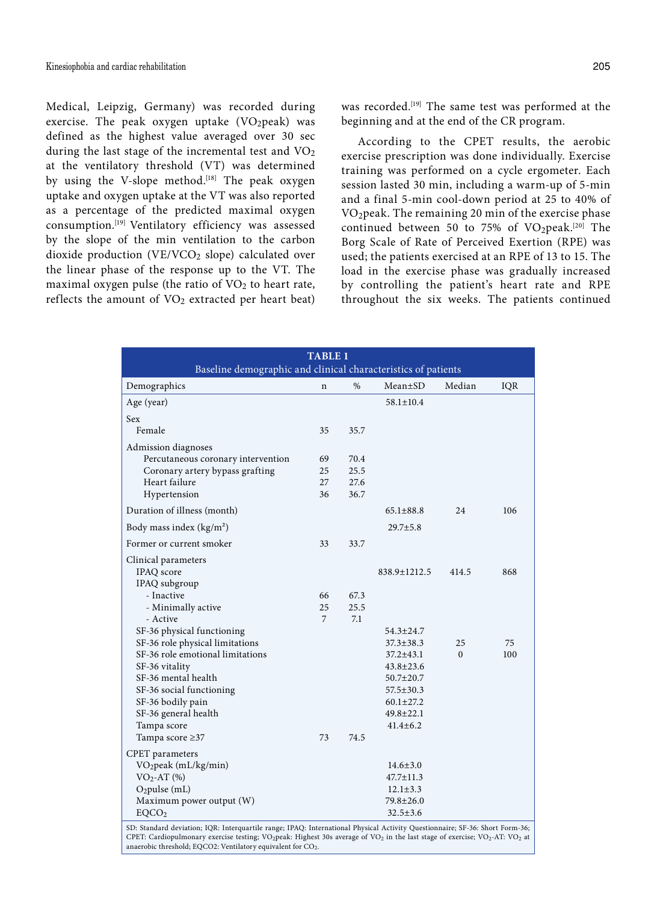Medical, Leipzig, Germany) was recorded during exercise. The peak oxygen uptake ($VO_2$peak) was defined as the highest value averaged over 30 sec during the last stage of the incremental test and $VO_2$ at the ventilatory threshold (VT) was determined by using the V-slope method.[18] The peak oxygen uptake and oxygen uptake at the VT was also reported as a percentage of the predicted maximal oxygen consumption.[19] Ventilatory efficiency was assessed by the slope of the min ventilation to the carbon dioxide production ($VE/VCO_2$ slope) calculated over the linear phase of the response up to the VT. The maximal oxygen pulse (the ratio of $VO_2$ to heart rate, reflects the amount of $VO_2$ extracted per heart beat) was recorded.[19] The same test was performed at the beginning and at the end of the CR program.

According to the CPET results, the aerobic exercise prescription was done individually. Exercise training was performed on a cycle ergometer. Each session lasted 30 min, including a warm-up of 5-min and a final 5-min cool-down period at 25 to 40% of $VO_2$peak. The remaining 20 min of the exercise phase continued between 50 to 75% of $VO_2$peak.[20] The Borg Scale of Rate of Perceived Exertion (RPE) was used; the patients exercised at an RPE of 13 to 15. The load in the exercise phase was gradually increased by controlling the patient's heart rate and RPE throughout the six weeks. The patients continued

**TABLE 1**
Baseline demographic and clinical characteristics of patients

| Demographics | n | % | Mean±SD | Median | IQR |
|---|---|---|---|---|---|
| Age (year) | | | 58.1±10.4 | | |
| Sex | | | | | |
| Female | 35 | 35.7 | | | |
| Admission diagnoses | | | | | |
| Percutaneous coronary intervention | 69 | 70.4 | | | |
| Coronary artery bypass grafting | 25 | 25.5 | | | |
| Heart failure | 27 | 27.6 | | | |
| Hypertension | 36 | 36.7 | | | |
| Duration of illness (month) | | | 65.1±88.8 | 24 | 106 |
| Body mass index (kg/m²) | | | 29.7±5.8 | | |
| Former or current smoker | 33 | 33.7 | | | |
| Clinical parameters | | | | | |
| IPAQ score | | | 838.9±1212.5 | 414.5 | 868 |
| IPAQ subgroup | | | | | |
| - Inactive | 66 | 67.3 | | | |
| - Minimally active | 25 | 25.5 | | | |
| - Active | 7 | 7.1 | | | |
| SF-36 physical functioning | | | 54.3±24.7 | | |
| SF-36 role physical limitations | | | 37.3±38.3 | 25 | 75 |
| SF-36 role emotional limitations | | | 37.2±43.1 | 0 | 100 |
| SF-36 vitality | | | 43.8±23.6 | | |
| SF-36 mental health | | | 50.7±20.7 | | |
| SF-36 social functioning | | | 57.5±30.3 | | |
| SF-36 bodily pain | | | 60.1±27.2 | | |
| SF-36 general health | | | 49.8±22.1 | | |
| Tampa score | | | 41.4±6.2 | | |
| Tampa score ≥37 | 73 | 74.5 | | | |
| CPET parameters | | | | | |
| $VO_2$peak (mL/kg/min) | | | 14.6±3.0 | | |
| $VO_2$-AT (%) | | | 47.7±11.3 | | |
| $O_2$pulse (mL) | | | 12.1±3.3 | | |
| Maximum power output (W) | | | 79.8±26.0 | | |
| $EQCO_2$ | | | 32.5±3.6 | | |

SD: Standard deviation; IQR: Interquartile range; IPAQ: International Physical Activity Questionnaire; SF-36: Short Form-36; CPET: Cardiopulmonary exercise testing; $VO_2$peak: Highest 30s average of $VO_2$ in the last stage of exercise; $VO_2$-AT: $VO_2$ at anaerobic threshold; EQCO2: Ventilatory equivalent for $CO_2$.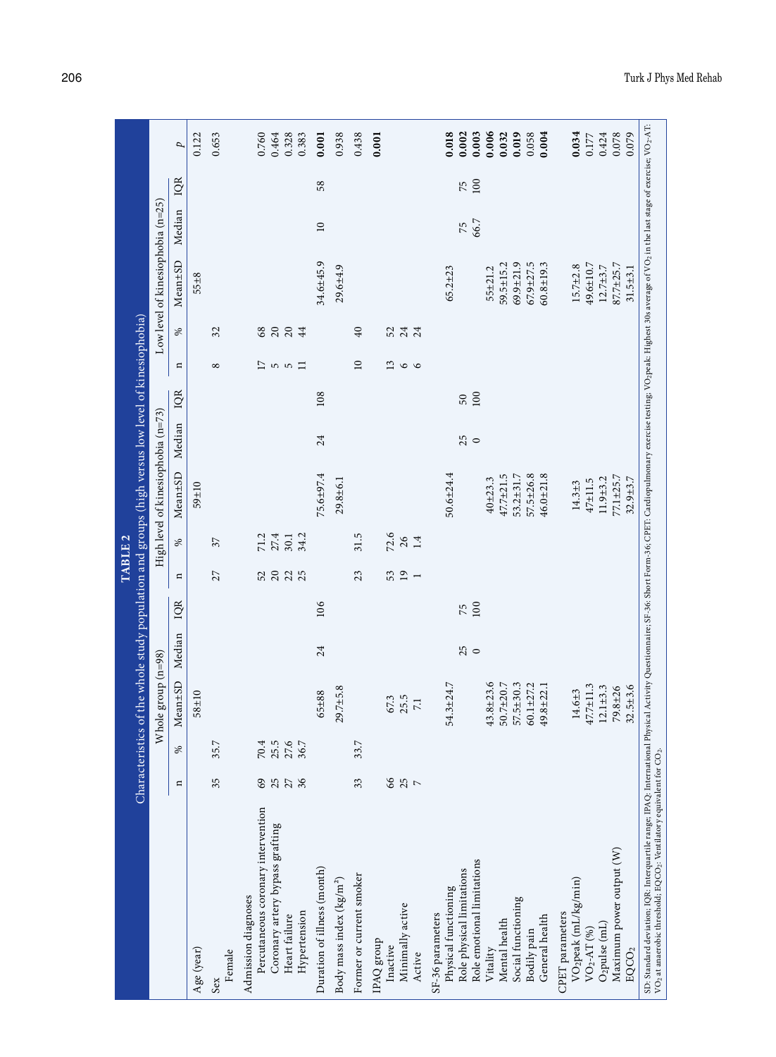**TABLE 2**

**Characteristics of the whole study population and groups (high versus low level of kinesiophobia)**

| | Whole group (n=98) | | | | | High level of kinesiophobia (n=73) | | | | | Low level of kinesiophobia (n=25) | | | | | $p$ |
|---|---|---|---|---|---|---|---|---|---|---|---|---|---|---|---|---|
| | n | % | Mean±SD | Median | IQR | n | % | Mean±SD | Median | IQR | n | % | Mean±SD | Median | IQR | |
| Age (year) | | | 58±10 | | | | | 59±10 | | | | | 55±8 | | | 0.122 |
| Sex | | | | | | | | | | | | | | | | |
| Female | 35 | 35.7 | | | | 27 | 37 | | | | 8 | 32 | | | | 0.653 |
| Admission diagnoses | | | | | | | | | | | | | | | | |
| Percutaneous coronary intervention | 69 | 70.4 | | | | 52 | 71.2 | | | | 17 | 68 | | | | 0.760 |
| Coronary artery bypass grafting | 25 | 25.5 | | | | 20 | 27.4 | | | | 5 | 20 | | | | 0.464 |
| Heart failure | 27 | 27.6 | | | | 22 | 30.1 | | | | 5 | 20 | | | | 0.328 |
| Hypertension | 36 | 36.7 | | | | 25 | 34.2 | | | | 11 | 44 | | | | 0.383 |
| Duration of illness (month) | | | 65±88 | 24 | 106 | | | 75.6±97.4 | 24 | 108 | | | 34.6±45.9 | 10 | 58 | **0.001** |
| Body mass index (kg/m²) | | | 29.7±5.8 | | | | | 29.8±6.1 | | | | | 29.6±4.9 | | | 0.938 |
| Former or current smoker | 33 | 33.7 | | | | 23 | 31.5 | | | | 10 | 40 | | | | 0.438 |
| IPAQ group | | | | | | | | | | | | | | | | **0.001** |
| Inactive | 66 | | 67.3 | | | 53 | 72.6 | | | | 13 | 52 | | | | |
| Minimally active | 25 | | 25.5 | | | 19 | 26 | | | | 6 | 24 | | | | |
| Active | 7 | | 7.1 | | | 1 | 1.4 | | | | 6 | 24 | | | | |
| SF-36 parameters | | | | | | | | | | | | | | | | |
| Physical functioning | | | 54.3±24.7 | | | | | 50.6±24.4 | | | | | 65.2±23 | | | **0.018** |
| Role physical limitations | | | | 25 | 75 | | | | 25 | 50 | | | | 75 | 75 | **0.002** |
| Role emotional limitations | | | | 0 | 100 | | | | 0 | 100 | | | | 66.7 | 100 | **0.003** |
| Vitality | | | 43.8±23.6 | | | | | 40±23.3 | | | | | 55±21.2 | | | **0.006** |
| Mental health | | | 50.7±20.7 | | | | | 47.7±21.5 | | | | | 59.5±15.2 | | | **0.032** |
| Social functioning | | | 57.5±30.3 | | | | | 53.2±31.7 | | | | | 69.9±21.9 | | | **0.019** |
| Bodily pain | | | 60.1±27.2 | | | | | 57.5±26.8 | | | | | 67.9±27.5 | | | 0.058 |
| General health | | | 49.8±22.1 | | | | | 46.0±21.8 | | | | | 60.8±19.3 | | | **0.004** |
| CPET parameters | | | | | | | | | | | | | | | | |
| $VO_2$peak (mL/kg/min) | | | 14.6±3 | | | | | 14.3±3 | | | | | 15.7±2.8 | | | **0.034** |
| $VO_2$-AT (%) | | | 47.7±11.3 | | | | | 47±11.5 | | | | | 49.6±10.7 | | | 0.177 |
| $O_2$pulse (mL) | | | 12.1±3.3 | | | | | 11.9±3.2 | | | | | 12.7±3.7 | | | 0.424 |
| Maximum power output (W) | | | 79.8±26 | | | | | 77.1±25.7 | | | | | 87.7±25.7 | | | 0.078 |
| $EQCO_2$ | | | 32.5±3.6 | | | | | 32.9±3.7 | | | | | 31.5±3.1 | | | 0.079 |

SD: Standard deviation; IQR: Interquartile range; IPAQ: International Physical Activity Questionnaire; SF-36: Short Form-36; CPET: Cardiopulmonary exercise testing; $VO_2$peak: Highest 30s average of $VO_2$ in the last stage of exercise; $VO_2$-AT: $VO_2$ at anaerobic threshold; $EQCO_2$: Ventilatory equivalent for $CO_2$.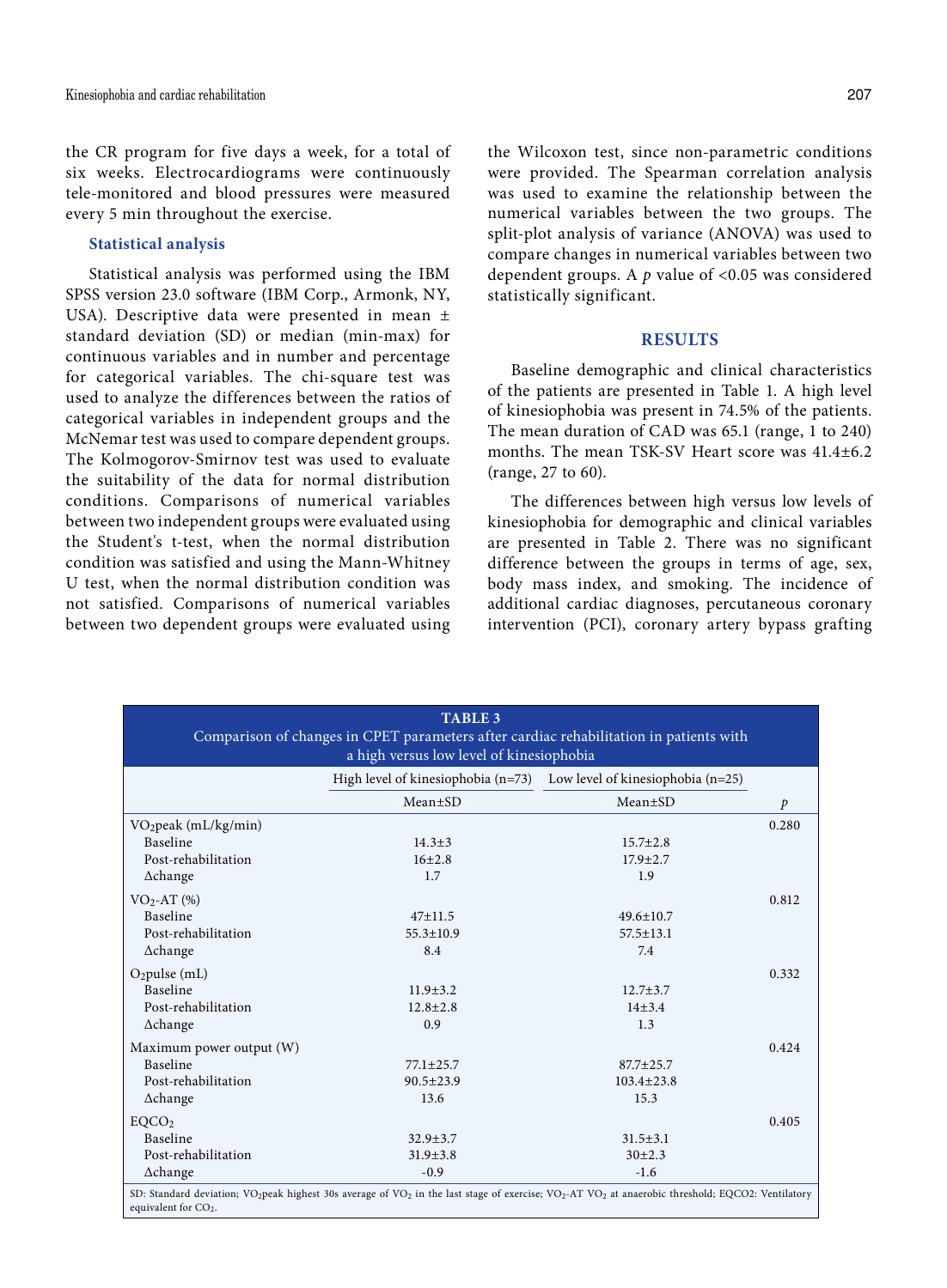the CR program for five days a week, for a total of six weeks. Electrocardiograms were continuously tele-monitored and blood pressures were measured every 5 min throughout the exercise.

### Statistical analysis

Statistical analysis was performed using the IBM SPSS version 23.0 software (IBM Corp., Armonk, NY, USA). Descriptive data were presented in mean ± standard deviation (SD) or median (min-max) for continuous variables and in number and percentage for categorical variables. The chi-square test was used to analyze the differences between the ratios of categorical variables in independent groups and the McNemar test was used to compare dependent groups. The Kolmogorov-Smirnov test was used to evaluate the suitability of the data for normal distribution conditions. Comparisons of numerical variables between two independent groups were evaluated using the Student's t-test, when the normal distribution condition was satisfied and using the Mann-Whitney U test, when the normal distribution condition was not satisfied. Comparisons of numerical variables between two dependent groups were evaluated using the Wilcoxon test, since non-parametric conditions were provided. The Spearman correlation analysis was used to examine the relationship between the numerical variables between the two groups. The split-plot analysis of variance (ANOVA) was used to compare changes in numerical variables between two dependent groups. A $p$ value of <0.05 was considered statistically significant.

## RESULTS

Baseline demographic and clinical characteristics of the patients are presented in Table 1. A high level of kinesiophobia was present in 74.5% of the patients. The mean duration of CAD was 65.1 (range, 1 to 240) months. The mean TSK-SV Heart score was 41.4±6.2 (range, 27 to 60).

The differences between high versus low levels of kinesiophobia for demographic and clinical variables are presented in Table 2. There was no significant difference between the groups in terms of age, sex, body mass index, and smoking. The incidence of additional cardiac diagnoses, percutaneous coronary intervention (PCI), coronary artery bypass grafting

**TABLE 3**
Comparison of changes in CPET parameters after cardiac rehabilitation in patients with a high versus low level of kinesiophobia

| | High level of kinesiophobia (n=73) | Low level of kinesiophobia (n=25) | |
|---|---|---|---|
| | Mean±SD | Mean±SD | $p$ |
| $VO_2$peak (mL/kg/min) | | | 0.280 |
| Baseline | 14.3±3 | 15.7±2.8 | |
| Post-rehabilitation | 16±2.8 | 17.9±2.7 | |
| Δchange | 1.7 | 1.9 | |
| $VO_2$-AT (%) | | | 0.812 |
| Baseline | 47±11.5 | 49.6±10.7 | |
| Post-rehabilitation | 55.3±10.9 | 57.5±13.1 | |
| Δchange | 8.4 | 7.4 | |
| $O_2$pulse (mL) | | | 0.332 |
| Baseline | 11.9±3.2 | 12.7±3.7 | |
| Post-rehabilitation | 12.8±2.8 | 14±3.4 | |
| Δchange | 0.9 | 1.3 | |
| Maximum power output (W) | | | 0.424 |
| Baseline | 77.1±25.7 | 87.7±25.7 | |
| Post-rehabilitation | 90.5±23.9 | 103.4±23.8 | |
| Δchange | 13.6 | 15.3 | |
| $EQCO_2$ | | | 0.405 |
| Baseline | 32.9±3.7 | 31.5±3.1 | |
| Post-rehabilitation | 31.9±3.8 | 30±2.3 | |
| Δchange | -0.9 | -1.6 | |

SD: Standard deviation; $VO_2$peak highest 30s average of $VO_2$ in the last stage of exercise; $VO_2$-AT $VO_2$ at anaerobic threshold; EQCO2: Ventilatory equivalent for $CO_2$.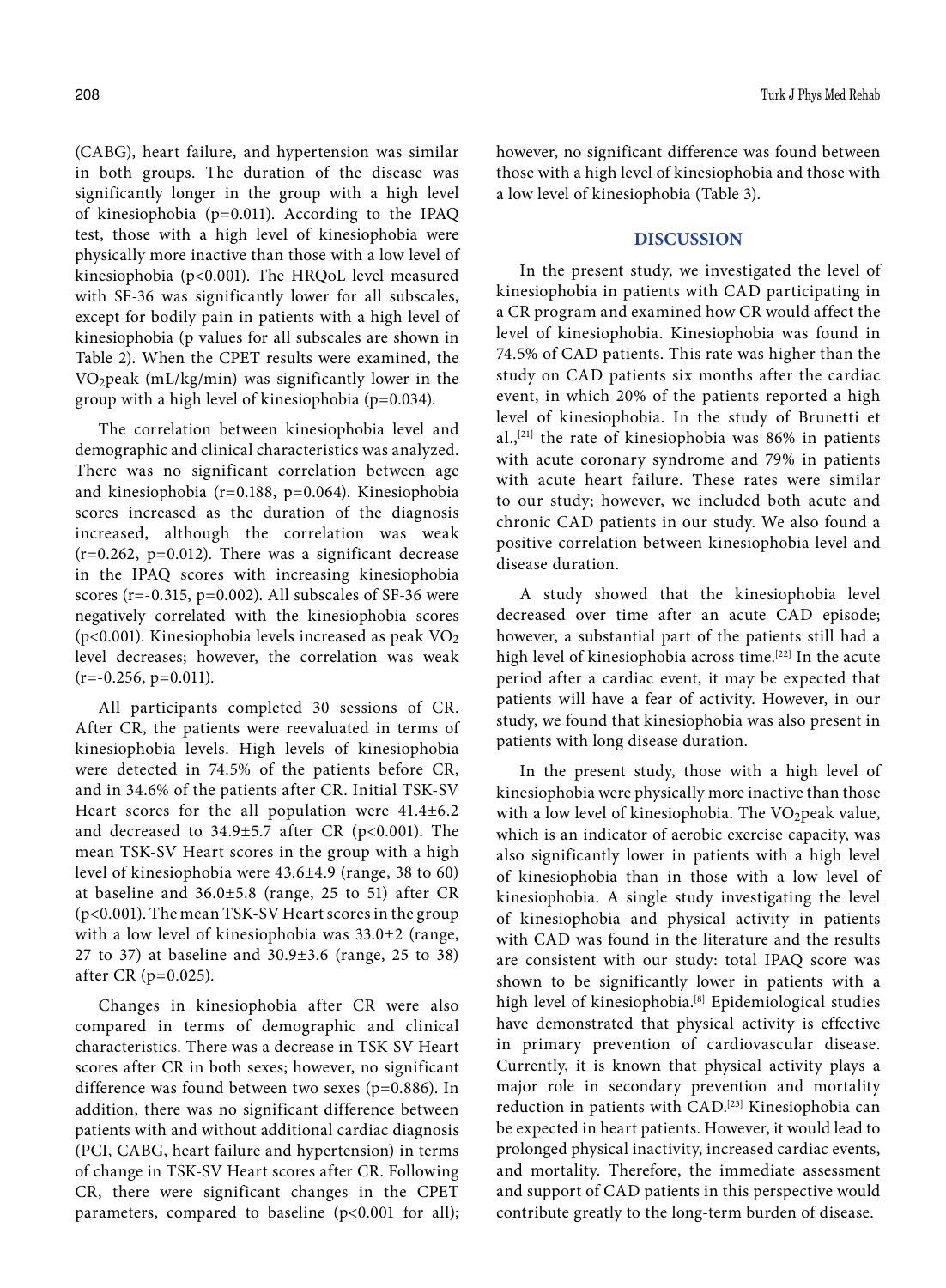(CABG), heart failure, and hypertension was similar in both groups. The duration of the disease was significantly longer in the group with a high level of kinesiophobia ($p=0.011$). According to the IPAQ test, those with a high level of kinesiophobia were physically more inactive than those with a low level of kinesiophobia ($p<0.001$). The HRQoL level measured with SF-36 was significantly lower for all subscales, except for bodily pain in patients with a high level of kinesiophobia (p values for all subscales are shown in Table 2). When the CPET results were examined, the $VO_2$peak (mL/kg/min) was significantly lower in the group with a high level of kinesiophobia ($p=0.034$).

The correlation between kinesiophobia level and demographic and clinical characteristics was analyzed. There was no significant correlation between age and kinesiophobia ($r=0.188$, $p=0.064$). Kinesiophobia scores increased as the duration of the diagnosis increased, although the correlation was weak ($r=0.262$, $p=0.012$). There was a significant decrease in the IPAQ scores with increasing kinesiophobia scores ($r=-0.315$, $p=0.002$). All subscales of SF-36 were negatively correlated with the kinesiophobia scores ($p<0.001$). Kinesiophobia levels increased as peak $VO_2$ level decreases; however, the correlation was weak ($r=-0.256$, $p=0.011$).

All participants completed 30 sessions of CR. After CR, the patients were reevaluated in terms of kinesiophobia levels. High levels of kinesiophobia were detected in 74.5% of the patients before CR, and in 34.6% of the patients after CR. Initial TSK-SV Heart scores for the all population were 41.4±6.2 and decreased to 34.9±5.7 after CR ($p<0.001$). The mean TSK-SV Heart scores in the group with a high level of kinesiophobia were 43.6±4.9 (range, 38 to 60) at baseline and 36.0±5.8 (range, 25 to 51) after CR ($p<0.001$). The mean TSK-SV Heart scores in the group with a low level of kinesiophobia was 33.0±2 (range, 27 to 37) at baseline and 30.9±3.6 (range, 25 to 38) after CR ($p=0.025$).

Changes in kinesiophobia after CR were also compared in terms of demographic and clinical characteristics. There was a decrease in TSK-SV Heart scores after CR in both sexes; however, no significant difference was found between two sexes ($p=0.886$). In addition, there was no significant difference between patients with and without additional cardiac diagnosis (PCI, CABG, heart failure and hypertension) in terms of change in TSK-SV Heart scores after CR. Following CR, there were significant changes in the CPET parameters, compared to baseline ($p<0.001$ for all); however, no significant difference was found between those with a high level of kinesiophobia and those with a low level of kinesiophobia (Table 3).

## DISCUSSION

In the present study, we investigated the level of kinesiophobia in patients with CAD participating in a CR program and examined how CR would affect the level of kinesiophobia. Kinesiophobia was found in 74.5% of CAD patients. This rate was higher than the study on CAD patients six months after the cardiac event, in which 20% of the patients reported a high level of kinesiophobia. In the study of Brunetti et al.,[21] the rate of kinesiophobia was 86% in patients with acute coronary syndrome and 79% in patients with acute heart failure. These rates were similar to our study; however, we included both acute and chronic CAD patients in our study. We also found a positive correlation between kinesiophobia level and disease duration.

A study showed that the kinesiophobia level decreased over time after an acute CAD episode; however, a substantial part of the patients still had a high level of kinesiophobia across time.[22] In the acute period after a cardiac event, it may be expected that patients will have a fear of activity. However, in our study, we found that kinesiophobia was also present in patients with long disease duration.

In the present study, those with a high level of kinesiophobia were physically more inactive than those with a low level of kinesiophobia. The $VO_2$peak value, which is an indicator of aerobic exercise capacity, was also significantly lower in patients with a high level of kinesiophobia than in those with a low level of kinesiophobia. A single study investigating the level of kinesiophobia and physical activity in patients with CAD was found in the literature and the results are consistent with our study: total IPAQ score was shown to be significantly lower in patients with a high level of kinesiophobia.[8] Epidemiological studies have demonstrated that physical activity is effective in primary prevention of cardiovascular disease. Currently, it is known that physical activity plays a major role in secondary prevention and mortality reduction in patients with CAD.[23] Kinesiophobia can be expected in heart patients. However, it would lead to prolonged physical inactivity, increased cardiac events, and mortality. Therefore, the immediate assessment and support of CAD patients in this perspective would contribute greatly to the long-term burden of disease.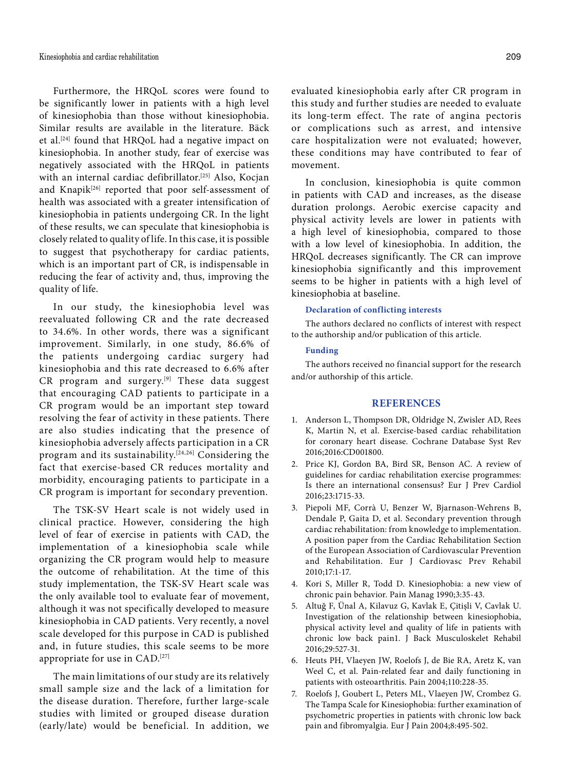Furthermore, the HRQoL scores were found to be significantly lower in patients with a high level of kinesiophobia than those without kinesiophobia. Similar results are available in the literature. Bäck et al.[24] found that HRQoL had a negative impact on kinesiophobia. In another study, fear of exercise was negatively associated with the HRQoL in patients with an internal cardiac defibrillator.[25] Also, Kocjan and Knapik[26] reported that poor self-assessment of health was associated with a greater intensification of kinesiophobia in patients undergoing CR. In the light of these results, we can speculate that kinesiophobia is closely related to quality of life. In this case, it is possible to suggest that psychotherapy for cardiac patients, which is an important part of CR, is indispensable in reducing the fear of activity and, thus, improving the quality of life.

In our study, the kinesiophobia level was reevaluated following CR and the rate decreased to 34.6%. In other words, there was a significant improvement. Similarly, in one study, 86.6% of the patients undergoing cardiac surgery had kinesiophobia and this rate decreased to 6.6% after CR program and surgery.[9] These data suggest that encouraging CAD patients to participate in a CR program would be an important step toward resolving the fear of activity in these patients. There are also studies indicating that the presence of kinesiophobia adversely affects participation in a CR program and its sustainability.[24,26] Considering the fact that exercise-based CR reduces mortality and morbidity, encouraging patients to participate in a CR program is important for secondary prevention.

The TSK-SV Heart scale is not widely used in clinical practice. However, considering the high level of fear of exercise in patients with CAD, the implementation of a kinesiophobia scale while organizing the CR program would help to measure the outcome of rehabilitation. At the time of this study implementation, the TSK-SV Heart scale was the only available tool to evaluate fear of movement, although it was not specifically developed to measure kinesiophobia in CAD patients. Very recently, a novel scale developed for this purpose in CAD is published and, in future studies, this scale seems to be more appropriate for use in CAD.[27]

The main limitations of our study are its relatively small sample size and the lack of a limitation for the disease duration. Therefore, further large-scale studies with limited or grouped disease duration (early/late) would be beneficial. In addition, we evaluated kinesiophobia early after CR program in this study and further studies are needed to evaluate its long-term effect. The rate of angina pectoris or complications such as arrest, and intensive care hospitalization were not evaluated; however, these conditions may have contributed to fear of movement.

In conclusion, kinesiophobia is quite common in patients with CAD and increases, as the disease duration prolongs. Aerobic exercise capacity and physical activity levels are lower in patients with a high level of kinesiophobia, compared to those with a low level of kinesiophobia. In addition, the HRQoL decreases significantly. The CR can improve kinesiophobia significantly and this improvement seems to be higher in patients with a high level of kinesiophobia at baseline.

### Declaration of conflicting interests

The authors declared no conflicts of interest with respect to the authorship and/or publication of this article.

### Funding

The authors received no financial support for the research and/or authorship of this article.

## REFERENCES

1. Anderson L, Thompson DR, Oldridge N, Zwisler AD, Rees K, Martin N, et al. Exercise-based cardiac rehabilitation for coronary heart disease. Cochrane Database Syst Rev 2016;2016:CD001800.
2. Price KJ, Gordon BA, Bird SR, Benson AC. A review of guidelines for cardiac rehabilitation exercise programmes: Is there an international consensus? Eur J Prev Cardiol 2016;23:1715-33.
3. Piepoli MF, Corrà U, Benzer W, Bjarnason-Wehrens B, Dendale P, Gaita D, et al. Secondary prevention through cardiac rehabilitation: from knowledge to implementation. A position paper from the Cardiac Rehabilitation Section of the European Association of Cardiovascular Prevention and Rehabilitation. Eur J Cardiovasc Prev Rehabil 2010;17:1-17.
4. Kori S, Miller R, Todd D. Kinesiophobia: a new view of chronic pain behavior. Pain Manag 1990;3:35-43.
5. Altuğ F, Ünal A, Kilavuz G, Kavlak E, Çitişli V, Cavlak U. Investigation of the relationship between kinesiophobia, physical activity level and quality of life in patients with chronic low back pain1. J Back Musculoskelet Rehabil 2016;29:527-31.
6. Heuts PH, Vlaeyen JW, Roelofs J, de Bie RA, Aretz K, van Weel C, et al. Pain-related fear and daily functioning in patients with osteoarthritis. Pain 2004;110:228-35.
7. Roelofs J, Goubert L, Peters ML, Vlaeyen JW, Crombez G. The Tampa Scale for Kinesiophobia: further examination of psychometric properties in patients with chronic low back pain and fibromyalgia. Eur J Pain 2004;8:495-502.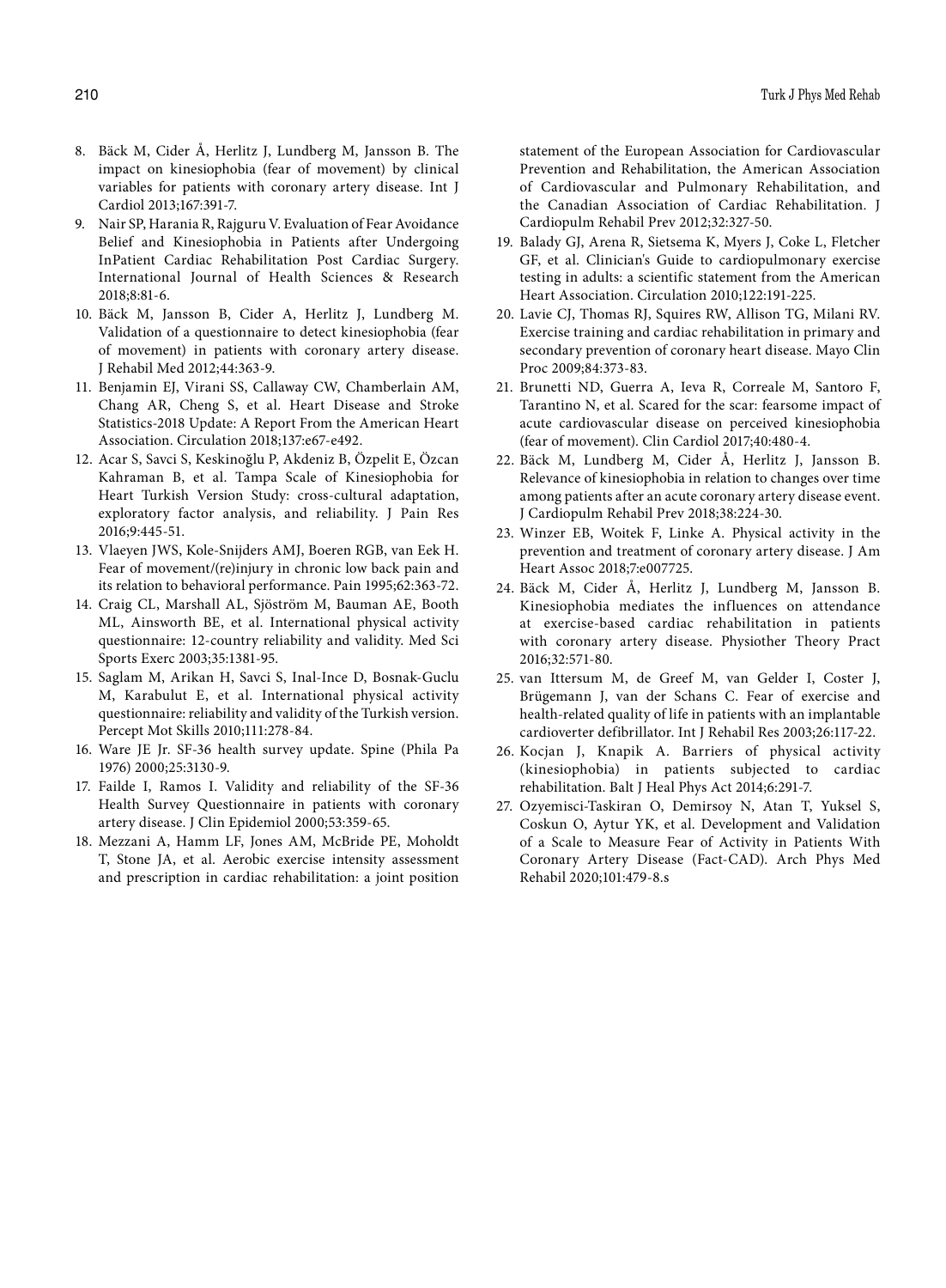8. Bäck M, Cider Å, Herlitz J, Lundberg M, Jansson B. The impact on kinesiophobia (fear of movement) by clinical variables for patients with coronary artery disease. Int J Cardiol 2013;167:391-7.
9. Nair SP, Harania R, Rajguru V. Evaluation of Fear Avoidance Belief and Kinesiophobia in Patients after Undergoing InPatient Cardiac Rehabilitation Post Cardiac Surgery. International Journal of Health Sciences & Research 2018;8:81-6.
10. Bäck M, Jansson B, Cider A, Herlitz J, Lundberg M. Validation of a questionnaire to detect kinesiophobia (fear of movement) in patients with coronary artery disease. J Rehabil Med 2012;44:363-9.
11. Benjamin EJ, Virani SS, Callaway CW, Chamberlain AM, Chang AR, Cheng S, et al. Heart Disease and Stroke Statistics-2018 Update: A Report From the American Heart Association. Circulation 2018;137:e67-e492.
12. Acar S, Savci S, Keskinoğlu P, Akdeniz B, Özpelit E, Özcan Kahraman B, et al. Tampa Scale of Kinesiophobia for Heart Turkish Version Study: cross-cultural adaptation, exploratory factor analysis, and reliability. J Pain Res 2016;9:445-51.
13. Vlaeyen JWS, Kole-Snijders AMJ, Boeren RGB, van Eek H. Fear of movement/(re)injury in chronic low back pain and its relation to behavioral performance. Pain 1995;62:363-72.
14. Craig CL, Marshall AL, Sjöström M, Bauman AE, Booth ML, Ainsworth BE, et al. International physical activity questionnaire: 12-country reliability and validity. Med Sci Sports Exerc 2003;35:1381-95.
15. Saglam M, Arikan H, Savci S, Inal-Ince D, Bosnak-Guclu M, Karabulut E, et al. International physical activity questionnaire: reliability and validity of the Turkish version. Percept Mot Skills 2010;111:278-84.
16. Ware JE Jr. SF-36 health survey update. Spine (Phila Pa 1976) 2000;25:3130-9.
17. Failde I, Ramos I. Validity and reliability of the SF-36 Health Survey Questionnaire in patients with coronary artery disease. J Clin Epidemiol 2000;53:359-65.
18. Mezzani A, Hamm LF, Jones AM, McBride PE, Moholdt T, Stone JA, et al. Aerobic exercise intensity assessment and prescription in cardiac rehabilitation: a joint position statement of the European Association for Cardiovascular Prevention and Rehabilitation, the American Association of Cardiovascular and Pulmonary Rehabilitation, and the Canadian Association of Cardiac Rehabilitation. J Cardiopulm Rehabil Prev 2012;32:327-50.
19. Balady GJ, Arena R, Sietsema K, Myers J, Coke L, Fletcher GF, et al. Clinician's Guide to cardiopulmonary exercise testing in adults: a scientific statement from the American Heart Association. Circulation 2010;122:191-225.
20. Lavie CJ, Thomas RJ, Squires RW, Allison TG, Milani RV. Exercise training and cardiac rehabilitation in primary and secondary prevention of coronary heart disease. Mayo Clin Proc 2009;84:373-83.
21. Brunetti ND, Guerra A, Ieva R, Correale M, Santoro F, Tarantino N, et al. Scared for the scar: fearsome impact of acute cardiovascular disease on perceived kinesiophobia (fear of movement). Clin Cardiol 2017;40:480-4.
22. Bäck M, Lundberg M, Cider Å, Herlitz J, Jansson B. Relevance of kinesiophobia in relation to changes over time among patients after an acute coronary artery disease event. J Cardiopulm Rehabil Prev 2018;38:224-30.
23. Winzer EB, Woitek F, Linke A. Physical activity in the prevention and treatment of coronary artery disease. J Am Heart Assoc 2018;7:e007725.
24. Bäck M, Cider Å, Herlitz J, Lundberg M, Jansson B. Kinesiophobia mediates the influences on attendance at exercise-based cardiac rehabilitation in patients with coronary artery disease. Physiother Theory Pract 2016;32:571-80.
25. van Ittersum M, de Greef M, van Gelder I, Coster J, Brügemann J, van der Schans C. Fear of exercise and health-related quality of life in patients with an implantable cardioverter defibrillator. Int J Rehabil Res 2003;26:117-22.
26. Kocjan J, Knapik A. Barriers of physical activity (kinesiophobia) in patients subjected to cardiac rehabilitation. Balt J Heal Phys Act 2014;6:291-7.
27. Ozyemisci-Taskiran O, Demirsoy N, Atan T, Yuksel S, Coskun O, Aytur YK, et al. Development and Validation of a Scale to Measure Fear of Activity in Patients With Coronary Artery Disease (Fact-CAD). Arch Phys Med Rehabil 2020;101:479-8.s